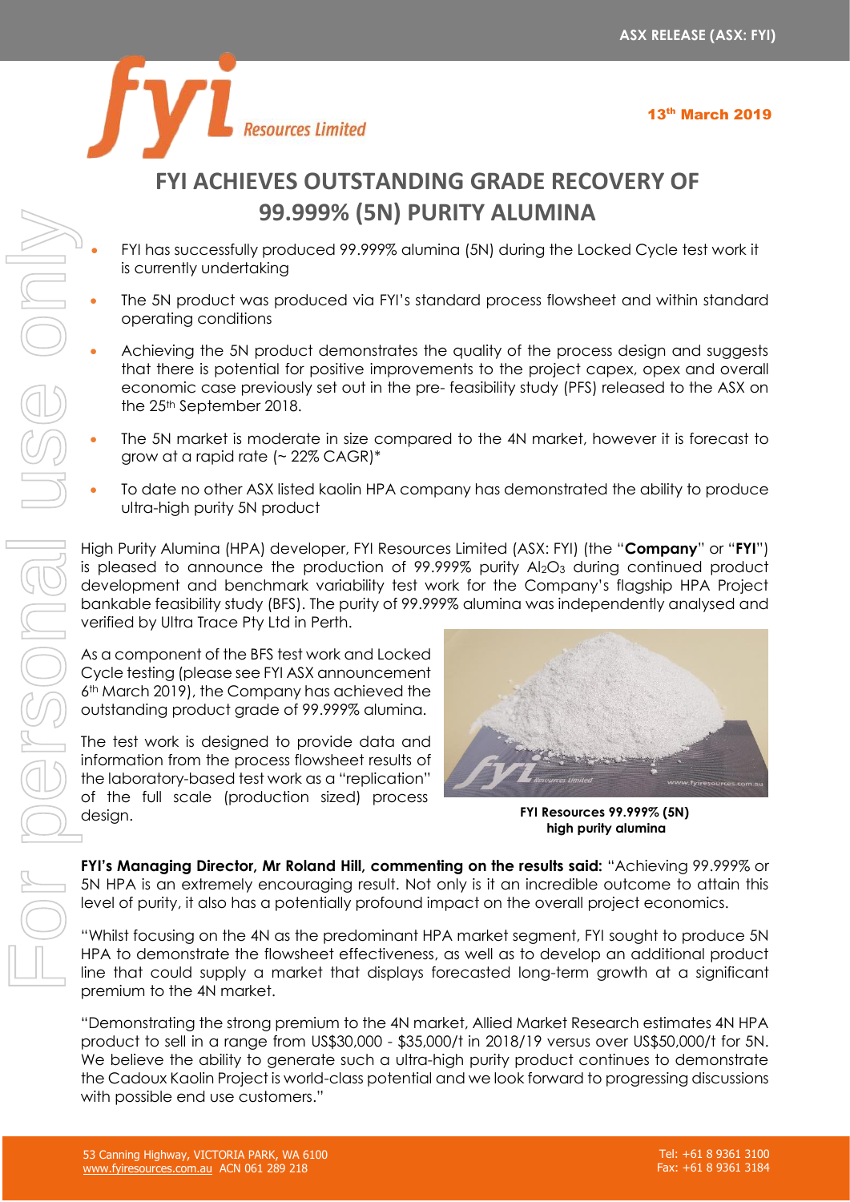ASX RELEASE (ASX: FYI)

13th March 2019

# FYI ACHIEVES OUTSTANDING GRADE RECOVERY OF 99.999% (5N) PURITY ALUMINA

- FYI has successfully produced 99.999% alumina (5N) during the Locked Cycle test work it is currently undertaking
- The 5N product was produced via FYI's standard process flowsheet and within standard operating conditions
- Achieving the 5N product demonstrates the quality of the process design and suggests that there is potential for positive improvements to the project capex, opex and overall economic case previously set out in the pre- feasibility study (PFS) released to the ASX on the 25th September 2018.
- The 5N market is moderate in size compared to the 4N market, however it is forecast to grow at a rapid rate (~ 22% CAGR)*
- To date no other ASX listed kaolin HPA company has demonstrated the ability to produce ultra-high purity 5N product

High Purity Alumina (HPA) developer, FYI Resources Limited (ASX: FYI) (the "**Company**" or "**FYI**") is pleased to announce the production of 99.999% purity $Al_2O_3$ during continued product development and benchmark variability test work for the Company's flagship HPA Project bankable feasibility study (BFS). The purity of 99.999% alumina was independently analysed and verified by Ultra Trace Pty Ltd in Perth.

As a component of the BFS test work and Locked Cycle testing (please see FYI ASX announcement 6th March 2019), the Company has achieved the outstanding product grade of 99.999% alumina.

The test work is designed to provide data and information from the process flowsheet results of the laboratory-based test work as a "replication" of the full scale (production sized) process design.

FYI Resources 99.999% (5N) high purity alumina

**FYI's Managing Director, Mr Roland Hill, commenting on the results said:** "Achieving 99.999% or 5N HPA is an extremely encouraging result. Not only is it an incredible outcome to attain this level of purity, it also has a potentially profound impact on the overall project economics.

"Whilst focusing on the 4N as the predominant HPA market segment, FYI sought to produce 5N HPA to demonstrate the flowsheet effectiveness, as well as to develop an additional product line that could supply a market that displays forecasted long-term growth at a significant premium to the 4N market.

"Demonstrating the strong premium to the 4N market, Allied Market Research estimates 4N HPA product to sell in a range from US$30,000 - $35,000/t in 2018/19 versus over US$50,000/t for 5N. We believe the ability to generate such a ultra-high purity product continues to demonstrate the Cadoux Kaolin Project is world-class potential and we look forward to progressing discussions with possible end use customers."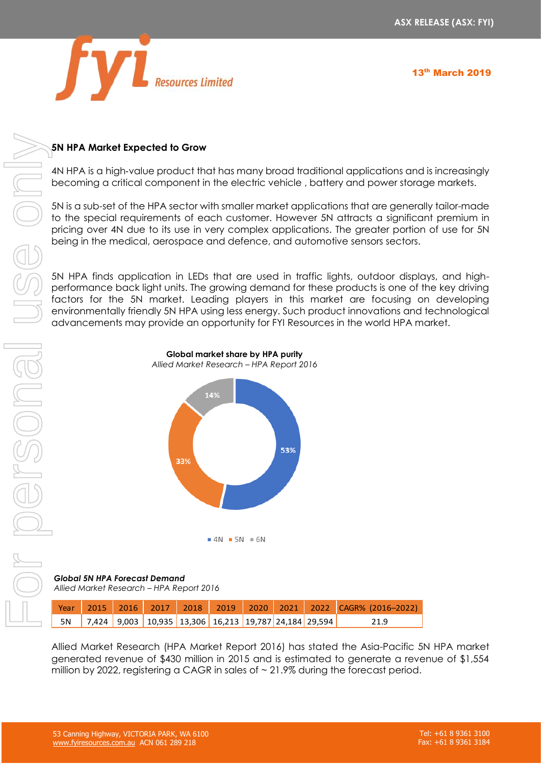## 5N HPA Market Expected to Grow

4N HPA is a high-value product that has many broad traditional applications and is increasingly becoming a critical component in the electric vehicle , battery and power storage markets.

5N is a sub-set of the HPA sector with smaller market applications that are generally tailor-made to the special requirements of each customer. However 5N attracts a significant premium in pricing over 4N due to its use in very complex applications. The greater portion of use for 5N being in the medical, aerospace and defence, and automotive sensors sectors.

5N HPA finds application in LEDs that are used in traffic lights, outdoor displays, and high-performance back light units. The growing demand for these products is one of the key driving factors for the 5N market. Leading players in this market are focusing on developing environmentally friendly 5N HPA using less energy. Such product innovations and technological advancements may provide an opportunity for FYI Resources in the world HPA market.

**Global market share by HPA purity**
*Allied Market Research – HPA Report 2016*

| Purity | Share |
|---|---|
| 4N | 53% |
| 5N | 33% |
| 6N | 14% |

***Global 5N HPA Forecast Demand***
*Allied Market Research – HPA Report 2016*

| Year | 2015 | 2016 | 2017 | 2018 | 2019 | 2020 | 2021 | 2022 | CAGR% (2016–2022) |
|---|---|---|---|---|---|---|---|---|---|
| 5N | 7,424 | 9,003 | 10,935 | 13,306 | 16,213 | 19,787 | 24,184 | 29,594 | 21.9 |

Allied Market Research (HPA Market Report 2016) has stated the Asia-Pacific 5N HPA market generated revenue of $430 million in 2015 and is estimated to generate a revenue of $1,554 million by 2022, registering a CAGR in sales of ~ 21.9% during the forecast period.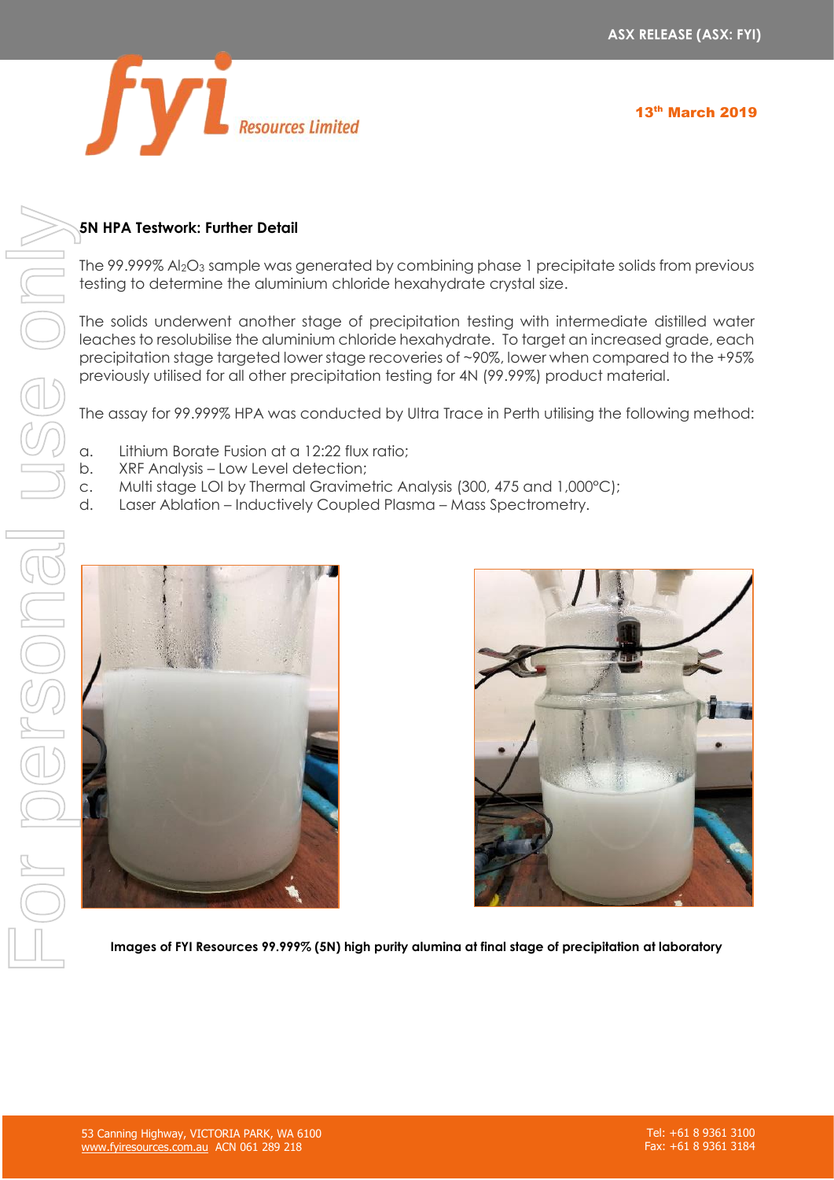## 5N HPA Testwork: Further Detail

The 99.999% $Al_2O_3$ sample was generated by combining phase 1 precipitate solids from previous testing to determine the aluminium chloride hexahydrate crystal size.

The solids underwent another stage of precipitation testing with intermediate distilled water leaches to resolubilise the aluminium chloride hexahydrate. To target an increased grade, each precipitation stage targeted lower stage recoveries of ~90%, lower when compared to the +95% previously utilised for all other precipitation testing for 4N (99.99%) product material.

The assay for 99.999% HPA was conducted by Ultra Trace in Perth utilising the following method:

a. Lithium Borate Fusion at a 12:22 flux ratio;
b. XRF Analysis – Low Level detection;
c. Multi stage LOI by Thermal Gravimetric Analysis (300, 475 and 1,000°C);
d. Laser Ablation – Inductively Coupled Plasma – Mass Spectrometry.

**Images of FYI Resources 99.999% (5N) high purity alumina at final stage of precipitation at laboratory**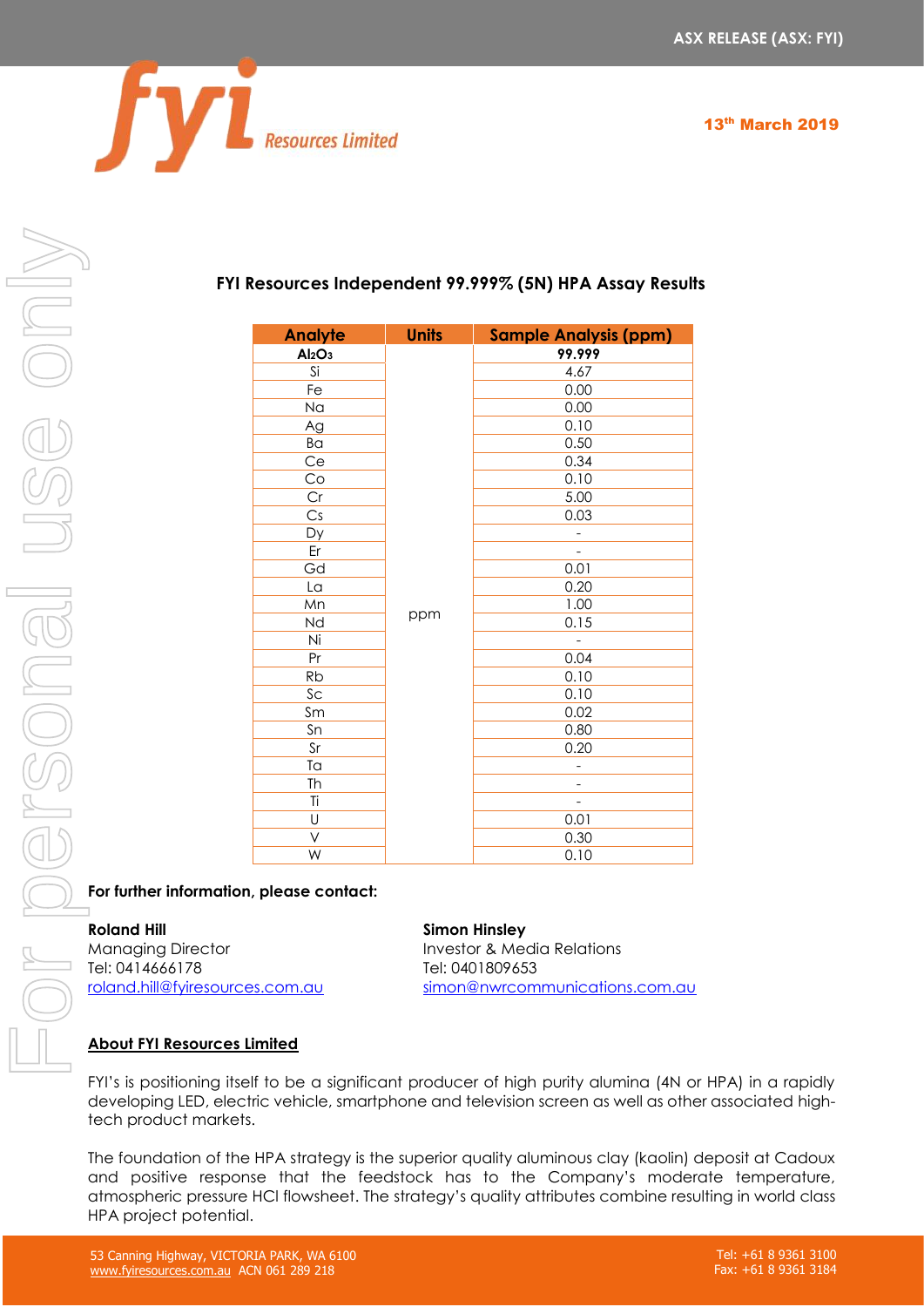## FYI Resources Independent 99.999% (5N) HPA Assay Results

| Analyte | Units | Sample Analysis (ppm) |
|---|---|---|
| **$Al_2O_3$** | ppm | **99.999** |
| Si | | 4.67 |
| Fe | | 0.00 |
| Na | | 0.00 |
| Ag | | 0.10 |
| Ba | | 0.50 |
| Ce | | 0.34 |
| Co | | 0.10 |
| Cr | | 5.00 |
| Cs | | 0.03 |
| Dy | | - |
| Er | | - |
| Gd | | 0.01 |
| La | | 0.20 |
| Mn | | 1.00 |
| Nd | | 0.15 |
| Ni | | - |
| Pr | | 0.04 |
| Rb | | 0.10 |
| Sc | | 0.10 |
| Sm | | 0.02 |
| Sn | | 0.80 |
| Sr | | 0.20 |
| Ta | | - |
| Th | | - |
| Ti | | - |
| U | | 0.01 |
| V | | 0.30 |
| W | | 0.10 |

**For further information, please contact:**

**Roland Hill**
Managing Director
Tel: 0414666178
roland.hill@fyiresources.com.au

**Simon Hinsley**
Investor & Media Relations
Tel: 0401809653
simon@nwrcommunications.com.au

**About FYI Resources Limited**

FYI's is positioning itself to be a significant producer of high purity alumina (4N or HPA) in a rapidly developing LED, electric vehicle, smartphone and television screen as well as other associated high-tech product markets.

The foundation of the HPA strategy is the superior quality aluminous clay (kaolin) deposit at Cadoux and positive response that the feedstock has to the Company's moderate temperature, atmospheric pressure HCl flowsheet. The strategy's quality attributes combine resulting in world class HPA project potential.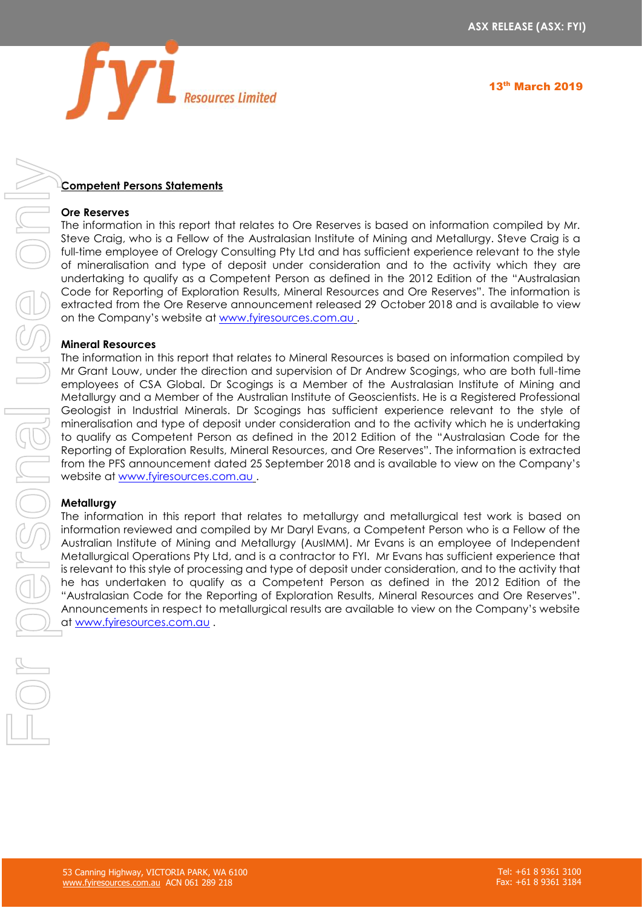## Competent Persons Statements

### Ore Reserves

The information in this report that relates to Ore Reserves is based on information compiled by Mr. Steve Craig, who is a Fellow of the Australasian Institute of Mining and Metallurgy. Steve Craig is a full-time employee of Orelogy Consulting Pty Ltd and has sufficient experience relevant to the style of mineralisation and type of deposit under consideration and to the activity which they are undertaking to qualify as a Competent Person as defined in the 2012 Edition of the "Australasian Code for Reporting of Exploration Results, Mineral Resources and Ore Reserves". The information is extracted from the Ore Reserve announcement released 29 October 2018 and is available to view on the Company's website at www.fyiresources.com.au .

### Mineral Resources

The information in this report that relates to Mineral Resources is based on information compiled by Mr Grant Louw, under the direction and supervision of Dr Andrew Scogings, who are both full-time employees of CSA Global. Dr Scogings is a Member of the Australasian Institute of Mining and Metallurgy and a Member of the Australian Institute of Geoscientists. He is a Registered Professional Geologist in Industrial Minerals. Dr Scogings has sufficient experience relevant to the style of mineralisation and type of deposit under consideration and to the activity which he is undertaking to qualify as Competent Person as defined in the 2012 Edition of the "Australasian Code for the Reporting of Exploration Results, Mineral Resources, and Ore Reserves". The information is extracted from the PFS announcement dated 25 September 2018 and is available to view on the Company's website at www.fyiresources.com.au .

### Metallurgy

The information in this report that relates to metallurgy and metallurgical test work is based on information reviewed and compiled by Mr Daryl Evans, a Competent Person who is a Fellow of the Australian Institute of Mining and Metallurgy (AusIMM). Mr Evans is an employee of Independent Metallurgical Operations Pty Ltd, and is a contractor to FYI. Mr Evans has sufficient experience that is relevant to this style of processing and type of deposit under consideration, and to the activity that he has undertaken to qualify as a Competent Person as defined in the 2012 Edition of the "Australasian Code for the Reporting of Exploration Results, Mineral Resources and Ore Reserves". Announcements in respect to metallurgical results are available to view on the Company's website at www.fyiresources.com.au .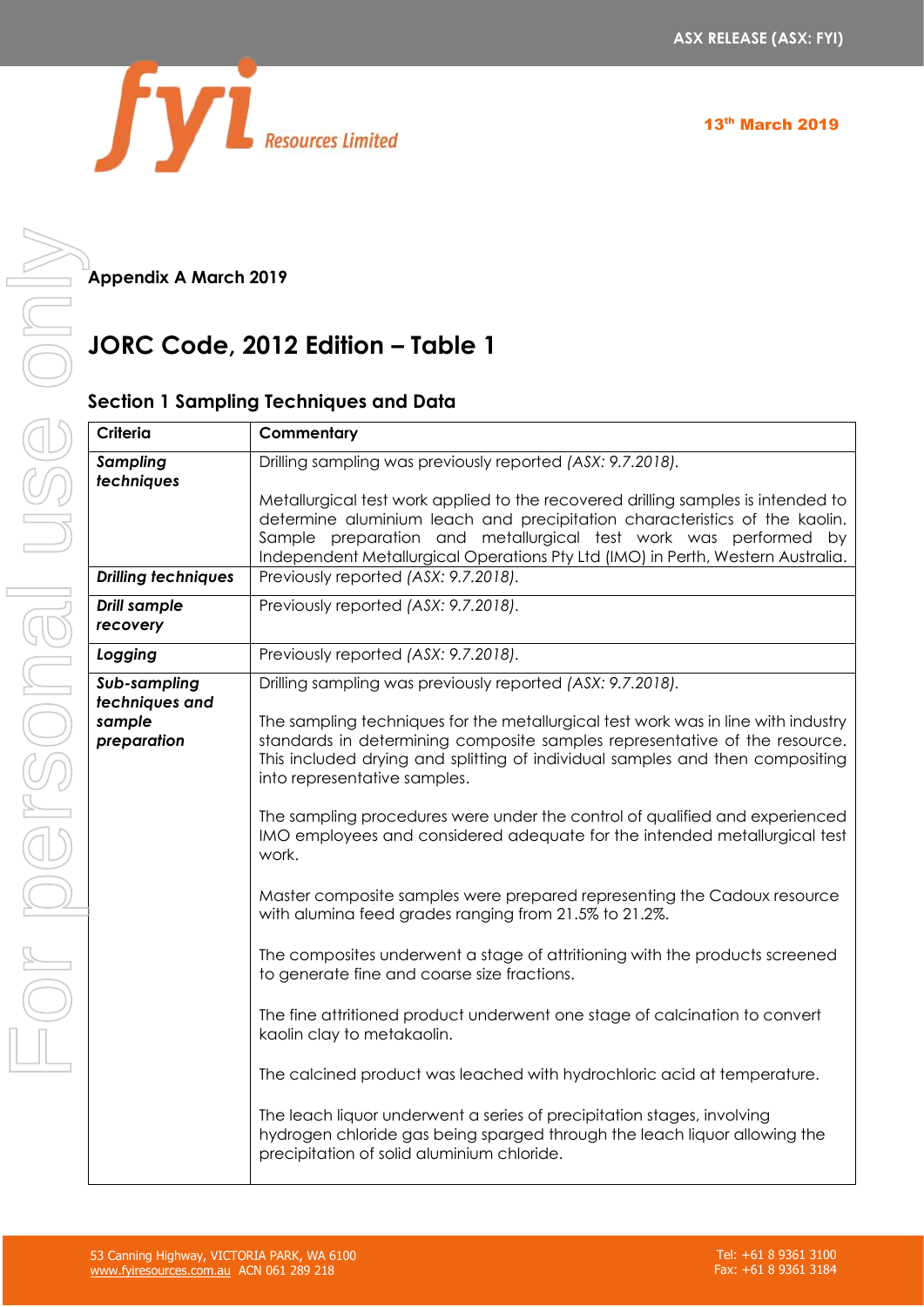## Appendix A March 2019

# JORC Code, 2012 Edition – Table 1

### Section 1 Sampling Techniques and Data

| Criteria | Commentary |
|---|---|
| ***Sampling techniques*** | Drilling sampling was previously reported *(ASX: 9.7.2018)*.<br><br>Metallurgical test work applied to the recovered drilling samples is intended to determine aluminium leach and precipitation characteristics of the kaolin. Sample preparation and metallurgical test work was performed by Independent Metallurgical Operations Pty Ltd (IMO) in Perth, Western Australia. |
| ***Drilling techniques*** | Previously reported *(ASX: 9.7.2018)*. |
| ***Drill sample recovery*** | Previously reported *(ASX: 9.7.2018)*. |
| ***Logging*** | Previously reported *(ASX: 9.7.2018)*. |
| ***Sub-sampling techniques and sample preparation*** | Drilling sampling was previously reported *(ASX: 9.7.2018)*.<br><br>The sampling techniques for the metallurgical test work was in line with industry standards in determining composite samples representative of the resource. This included drying and splitting of individual samples and then compositing into representative samples.<br><br>The sampling procedures were under the control of qualified and experienced IMO employees and considered adequate for the intended metallurgical test work.<br><br>Master composite samples were prepared representing the Cadoux resource with alumina feed grades ranging from 21.5% to 21.2%.<br><br>The composites underwent a stage of attritioning with the products screened to generate fine and coarse size fractions.<br><br>The fine attritioned product underwent one stage of calcination to convert kaolin clay to metakaolin.<br><br>The calcined product was leached with hydrochloric acid at temperature.<br><br>The leach liquor underwent a series of precipitation stages, involving hydrogen chloride gas being sparged through the leach liquor allowing the precipitation of solid aluminium chloride. |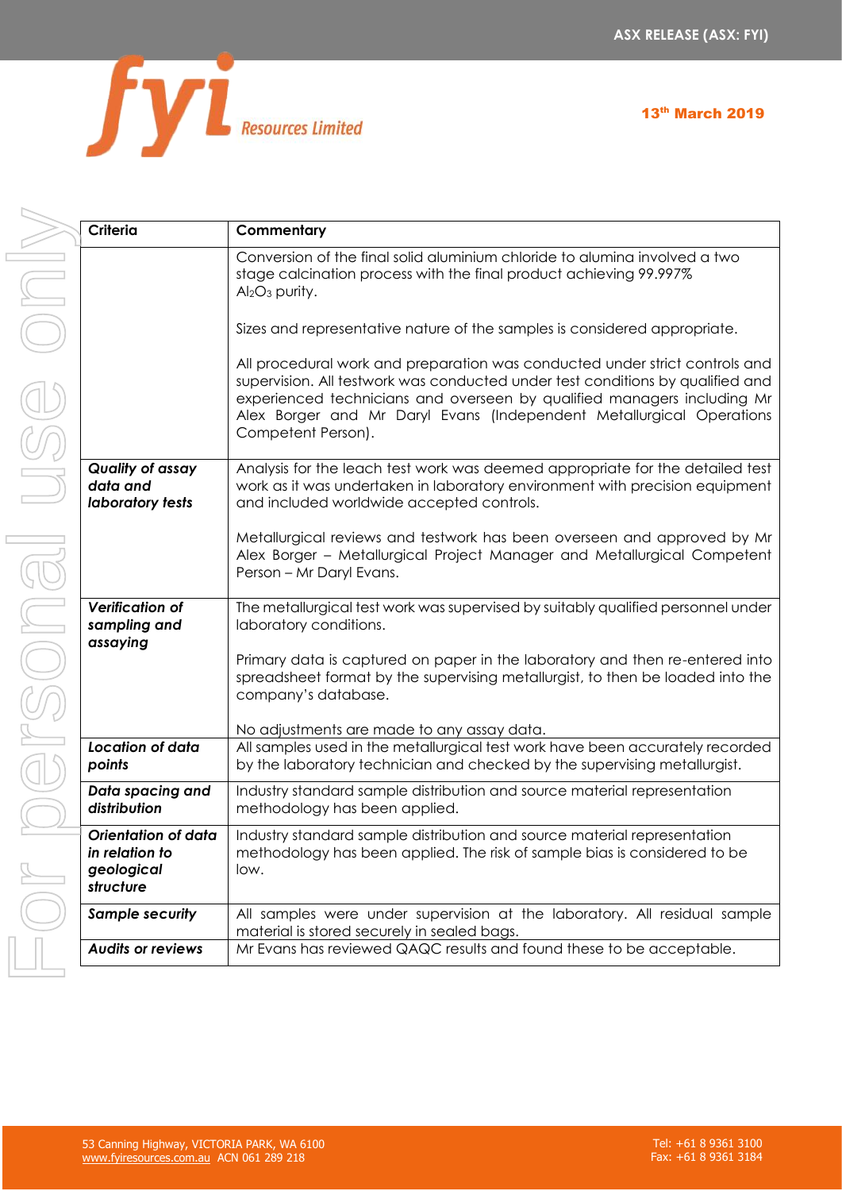| Criteria | Commentary |
|---|---|
| | Conversion of the final solid aluminium chloride to alumina involved a two stage calcination process with the final product achieving 99.997% $Al_2O_3$ purity.<br><br>Sizes and representative nature of the samples is considered appropriate.<br><br>All procedural work and preparation was conducted under strict controls and supervision. All testwork was conducted under test conditions by qualified and experienced technicians and overseen by qualified managers including Mr Alex Borger and Mr Daryl Evans (Independent Metallurgical Operations Competent Person). |
| ***Quality of assay data and laboratory tests*** | Analysis for the leach test work was deemed appropriate for the detailed test work as it was undertaken in laboratory environment with precision equipment and included worldwide accepted controls.<br><br>Metallurgical reviews and testwork has been overseen and approved by Mr Alex Borger – Metallurgical Project Manager and Metallurgical Competent Person – Mr Daryl Evans. |
| ***Verification of sampling and assaying*** | The metallurgical test work was supervised by suitably qualified personnel under laboratory conditions.<br><br>Primary data is captured on paper in the laboratory and then re-entered into spreadsheet format by the supervising metallurgist, to then be loaded into the company's database.<br><br>No adjustments are made to any assay data. |
| ***Location of data points*** | All samples used in the metallurgical test work have been accurately recorded by the laboratory technician and checked by the supervising metallurgist. |
| ***Data spacing and distribution*** | Industry standard sample distribution and source material representation methodology has been applied. |
| ***Orientation of data in relation to geological structure*** | Industry standard sample distribution and source material representation methodology has been applied. The risk of sample bias is considered to be low. |
| ***Sample security*** | All samples were under supervision at the laboratory. All residual sample material is stored securely in sealed bags. |
| ***Audits or reviews*** | Mr Evans has reviewed QAQC results and found these to be acceptable. |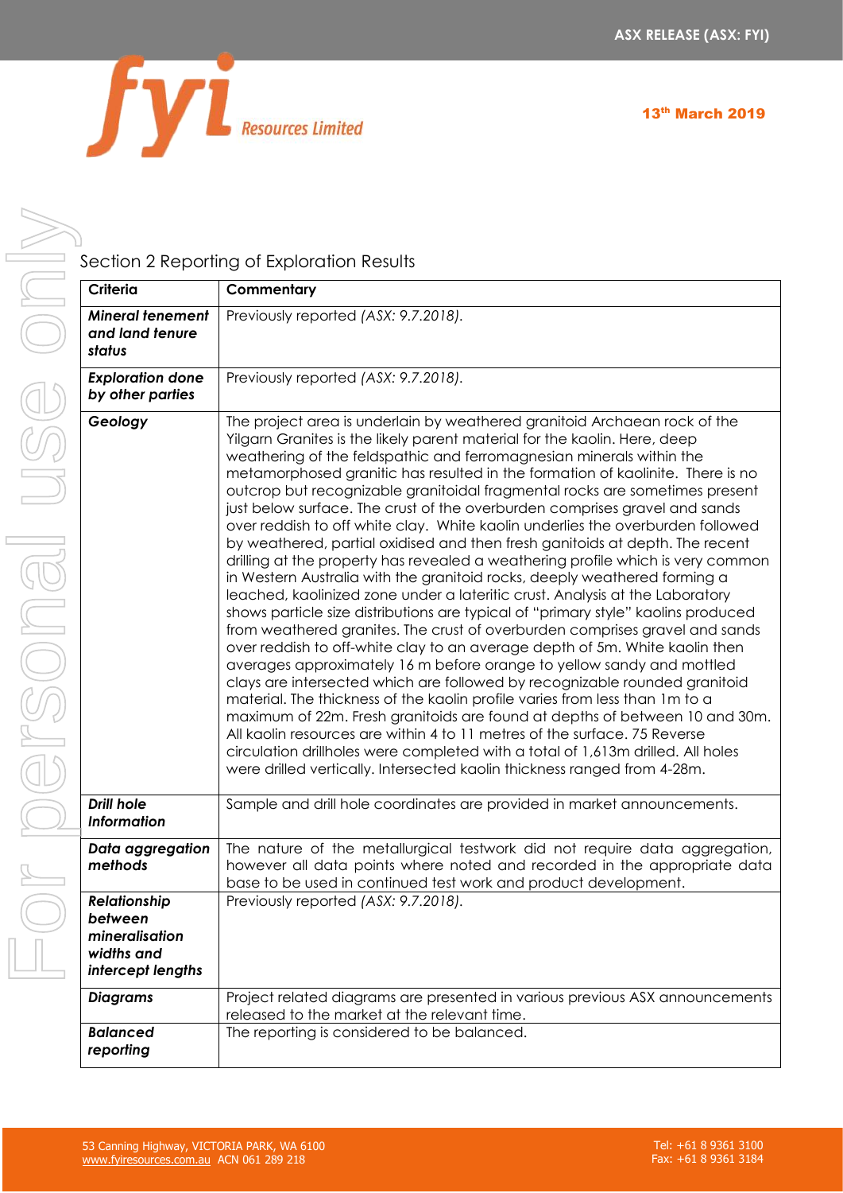## Section 2 Reporting of Exploration Results

| Criteria | Commentary |
|---|---|
| ***Mineral tenement and land tenure status*** | Previously reported *(ASX: 9.7.2018).* |
| ***Exploration done by other parties*** | Previously reported *(ASX: 9.7.2018).* |
| ***Geology*** | The project area is underlain by weathered granitoid Archaean rock of the Yilgarn Granites is the likely parent material for the kaolin. Here, deep weathering of the feldspathic and ferromagnesian minerals within the metamorphosed granitic has resulted in the formation of kaolinite. There is no outcrop but recognizable granitoidal fragmental rocks are sometimes present just below surface. The crust of the overburden comprises gravel and sands over reddish to off white clay. White kaolin underlies the overburden followed by weathered, partial oxidised and then fresh ganitoids at depth. The recent drilling at the property has revealed a weathering profile which is very common in Western Australia with the granitoid rocks, deeply weathered forming a leached, kaolinized zone under a lateritic crust. Analysis at the Laboratory shows particle size distributions are typical of "primary style" kaolins produced from weathered granites. The crust of overburden comprises gravel and sands over reddish to off-white clay to an average depth of 5m. White kaolin then averages approximately 16 m before orange to yellow sandy and mottled clays are intersected which are followed by recognizable rounded granitoid material. The thickness of the kaolin profile varies from less than 1m to a maximum of 22m. Fresh granitoids are found at depths of between 10 and 30m. All kaolin resources are within 4 to 11 metres of the surface. 75 Reverse circulation drillholes were completed with a total of 1,613m drilled. All holes were drilled vertically. Intersected kaolin thickness ranged from 4-28m. |
| ***Drill hole Information*** | Sample and drill hole coordinates are provided in market announcements. |
| ***Data aggregation methods*** | The nature of the metallurgical testwork did not require data aggregation, however all data points where noted and recorded in the appropriate data base to be used in continued test work and product development. |
| ***Relationship between mineralisation widths and intercept lengths*** | Previously reported *(ASX: 9.7.2018).* |
| ***Diagrams*** | Project related diagrams are presented in various previous ASX announcements released to the market at the relevant time. |
| ***Balanced reporting*** | The reporting is considered to be balanced. |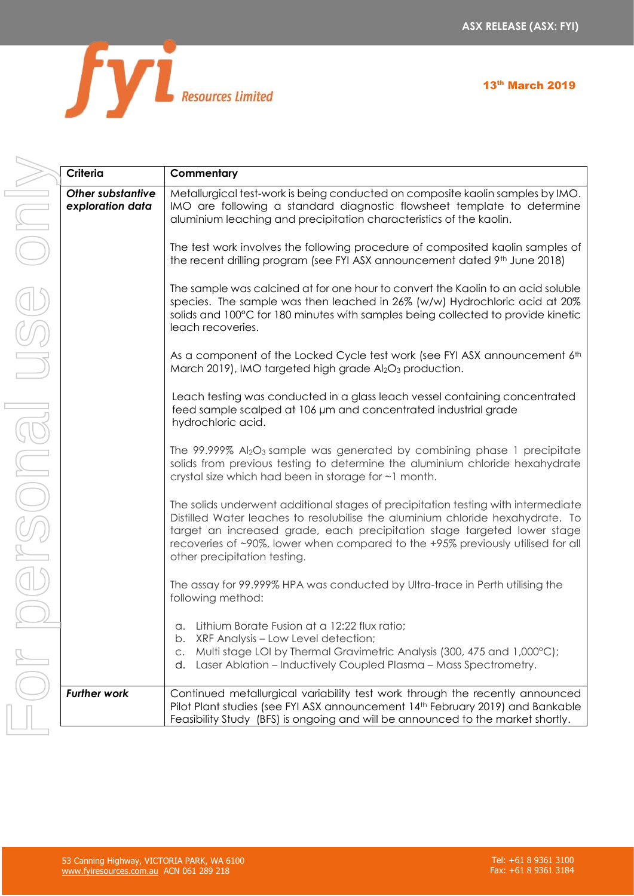| Criteria | Commentary |
| --- | --- |
| ***Other substantive exploration data*** | Metallurgical test-work is being conducted on composite kaolin samples by IMO. IMO are following a standard diagnostic flowsheet template to determine aluminium leaching and precipitation characteristics of the kaolin.<br><br>The test work involves the following procedure of composited kaolin samples of the recent drilling program (see FYI ASX announcement dated 9th June 2018)<br><br>The sample was calcined at for one hour to convert the Kaolin to an acid soluble species. The sample was then leached in 26% (w/w) Hydrochloric acid at 20% solids and 100°C for 180 minutes with samples being collected to provide kinetic leach recoveries.<br><br>As a component of the Locked Cycle test work (see FYI ASX announcement 6th March 2019), IMO targeted high grade $Al_2O_3$ production.<br><br>Leach testing was conducted in a glass leach vessel containing concentrated feed sample scalped at 106 µm and concentrated industrial grade hydrochloric acid.<br><br>The 99.999% $Al_2O_3$ sample was generated by combining phase 1 precipitate solids from previous testing to determine the aluminium chloride hexahydrate crystal size which had been in storage for ~1 month.<br><br>The solids underwent additional stages of precipitation testing with intermediate Distilled Water leaches to resolubilise the aluminium chloride hexahydrate. To target an increased grade, each precipitation stage targeted lower stage recoveries of ~90%, lower when compared to the +95% previously utilised for all other precipitation testing.<br><br>The assay for 99.999% HPA was conducted by Ultra-trace in Perth utilising the following method:<br><br>a. Lithium Borate Fusion at a 12:22 flux ratio;<br>b. XRF Analysis – Low Level detection;<br>c. Multi stage LOI by Thermal Gravimetric Analysis (300, 475 and 1,000°C);<br>d. Laser Ablation – Inductively Coupled Plasma – Mass Spectrometry. |
| ***Further work*** | Continued metallurgical variability test work through the recently announced Pilot Plant studies (see FYI ASX announcement 14th February 2019) and Bankable Feasibility Study (BFS) is ongoing and will be announced to the market shortly. |